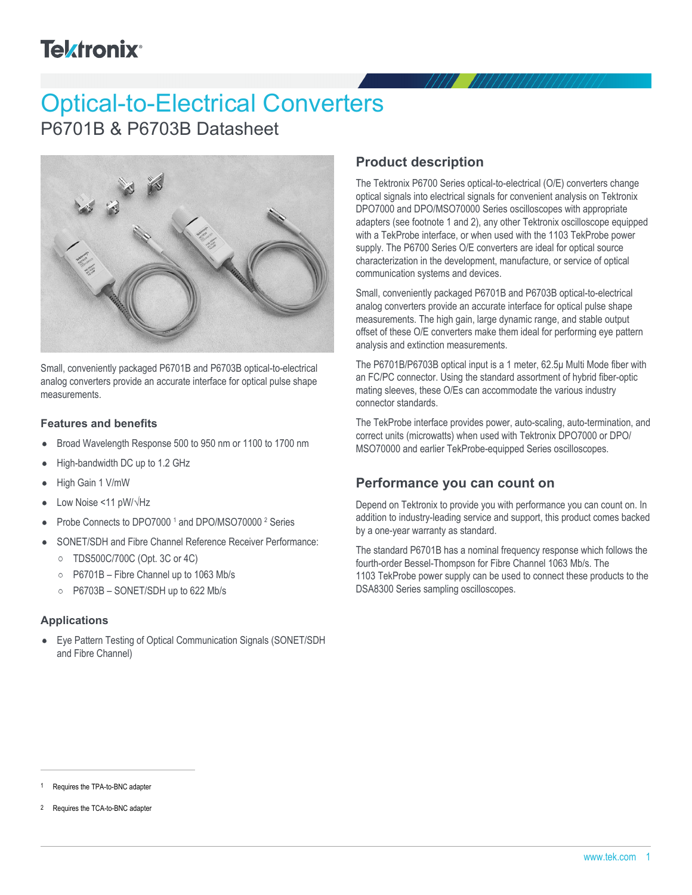# Optical-to-Electrical Converters

## P6701B & P6703B Datasheet

Small, conveniently packaged P6701B and P6703B optical-to-electrical analog converters provide an accurate interface for optical pulse shape measurements.

### Features and benefits

- Broad Wavelength Response 500 to 950 nm or 1100 to 1700 nm
- High-bandwidth DC up to 1.2 GHz
- High Gain 1 V/mW
- Low Noise <11 pW/√Hz
- Probe Connects to DPO7000 [1] and DPO/MSO70000 [2] Series
- SONET/SDH and Fibre Channel Reference Receiver Performance:
  - TDS500C/700C (Opt. 3C or 4C)
  - P6701B – Fibre Channel up to 1063 Mb/s
  - P6703B – SONET/SDH up to 622 Mb/s

### Applications

- Eye Pattern Testing of Optical Communication Signals (SONET/SDH and Fibre Channel)

## Product description

The Tektronix P6700 Series optical-to-electrical (O/E) converters change optical signals into electrical signals for convenient analysis on Tektronix DPO7000 and DPO/MSO70000 Series oscilloscopes with appropriate adapters (see footnote 1 and 2), any other Tektronix oscilloscope equipped with a TekProbe interface, or when used with the 1103 TekProbe power supply. The P6700 Series O/E converters are ideal for optical source characterization in the development, manufacture, or service of optical communication systems and devices.

Small, conveniently packaged P6701B and P6703B optical-to-electrical analog converters provide an accurate interface for optical pulse shape measurements. The high gain, large dynamic range, and stable output offset of these O/E converters make them ideal for performing eye pattern analysis and extinction measurements.

The P6701B/P6703B optical input is a 1 meter, 62.5μ Multi Mode fiber with an FC/PC connector. Using the standard assortment of hybrid fiber-optic mating sleeves, these O/Es can accommodate the various industry connector standards.

The TekProbe interface provides power, auto-scaling, auto-termination, and correct units (microwatts) when used with Tektronix DPO7000 or DPO/MSO70000 and earlier TekProbe-equipped Series oscilloscopes.

## Performance you can count on

Depend on Tektronix to provide you with performance you can count on. In addition to industry-leading service and support, this product comes backed by a one-year warranty as standard.

The standard P6701B has a nominal frequency response which follows the fourth-order Bessel-Thompson for Fibre Channel 1063 Mb/s. The 1103 TekProbe power supply can be used to connect these products to the DSA8300 Series sampling oscilloscopes.

---

[1] Requires the TPA-to-BNC adapter

[2] Requires the TCA-to-BNC adapter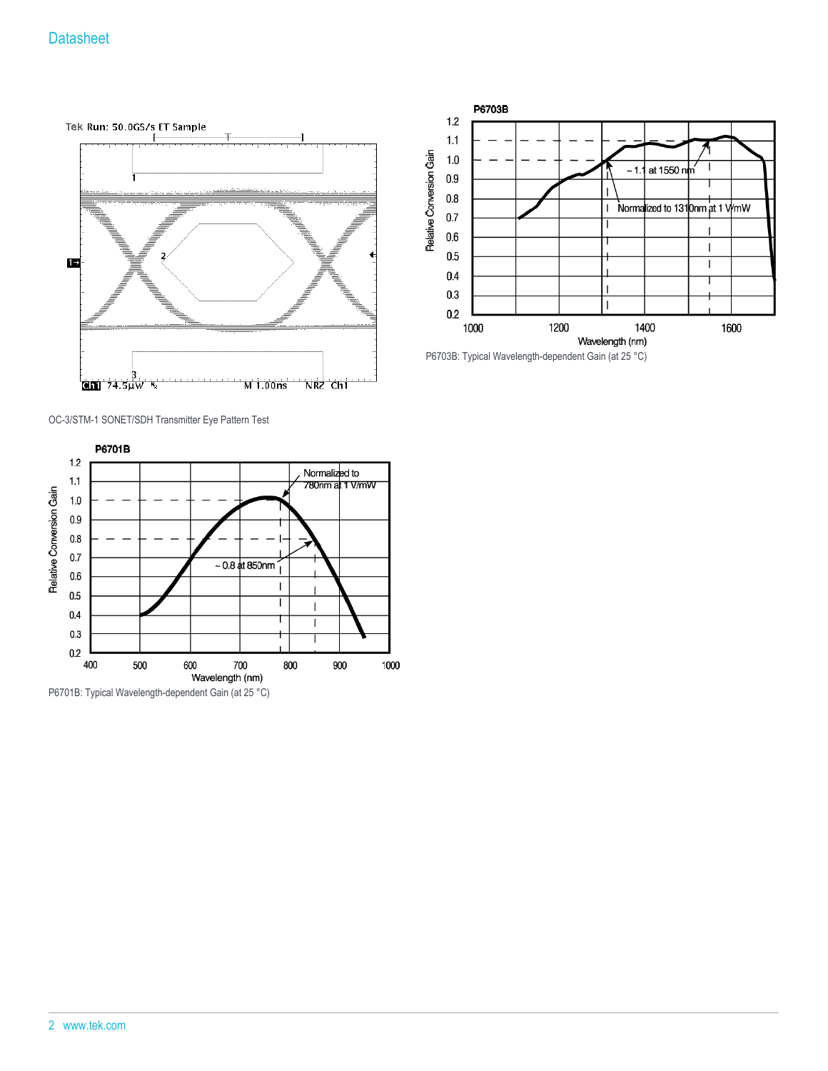OC-3/STM-1 SONET/SDH Transmitter Eye Pattern Test

P6703B: Typical Wavelength-dependent Gain (at 25 °C)

P6701B: Typical Wavelength-dependent Gain (at 25 °C)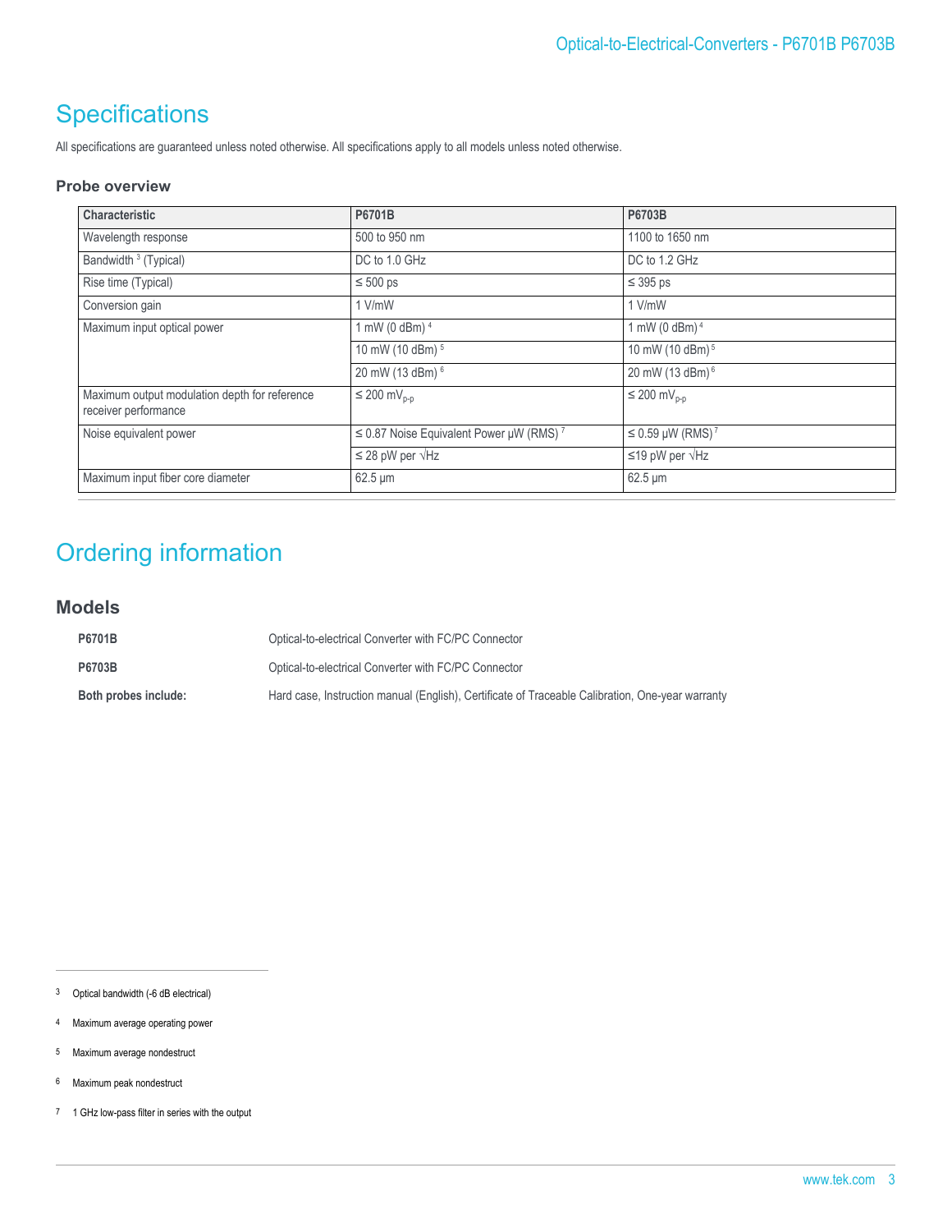# Specifications

All specifications are guaranteed unless noted otherwise. All specifications apply to all models unless noted otherwise.

### Probe overview

| Characteristic | P6701B | P6703B |
|---|---|---|
| Wavelength response | 500 to 950 nm | 1100 to 1650 nm |
| Bandwidth [3] (Typical) | DC to 1.0 GHz | DC to 1.2 GHz |
| Rise time (Typical) | ≤ 500 ps | ≤ 395 ps |
| Conversion gain | 1 V/mW | 1 V/mW |
| Maximum input optical power | 1 mW (0 dBm) [4] | 1 mW (0 dBm) [4] |
| | 10 mW (10 dBm) [5] | 10 mW (10 dBm) [5] |
| | 20 mW (13 dBm) [6] | 20 mW (13 dBm) [6] |
| Maximum output modulation depth for reference receiver performance | ≤ 200 $mV_{p-p}$ | ≤ 200 $mV_{p-p}$ |
| Noise equivalent power | ≤ 0.87 Noise Equivalent Power μW (RMS) [7] | ≤ 0.59 μW (RMS) [7] |
| | ≤ 28 pW per √Hz | ≤19 pW per √Hz |
| Maximum input fiber core diameter | 62.5 μm | 62.5 μm |

# Ordering information

## Models

**P6701B** Optical-to-electrical Converter with FC/PC Connector

**P6703B** Optical-to-electrical Converter with FC/PC Connector

**Both probes include:** Hard case, Instruction manual (English), Certificate of Traceable Calibration, One-year warranty

---

3 Optical bandwidth (-6 dB electrical)

4 Maximum average operating power

5 Maximum average nondestruct

6 Maximum peak nondestruct

7 1 GHz low-pass filter in series with the output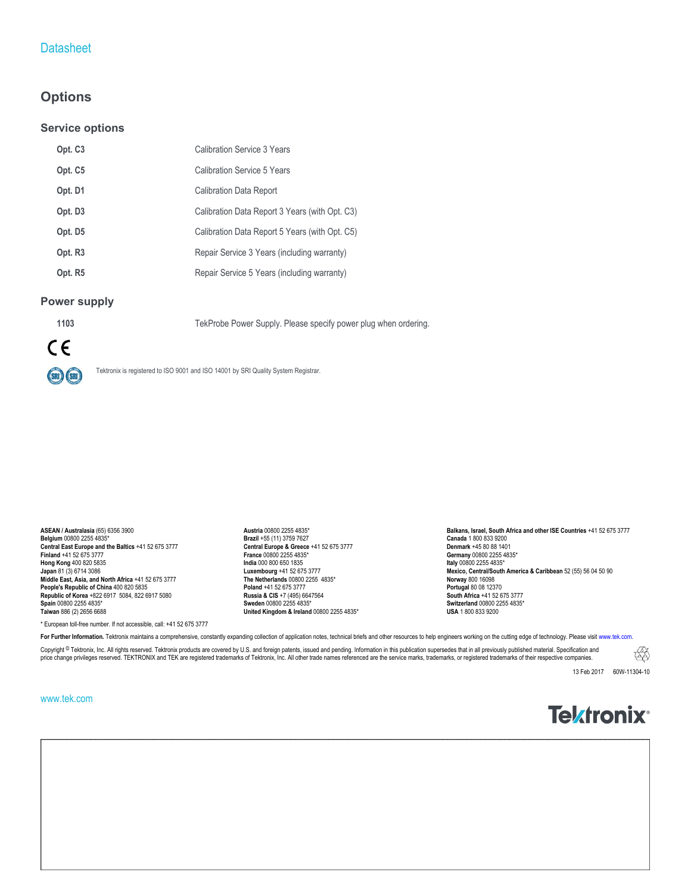## Options

### Service options

| | |
|---|---|
| **Opt. C3** | Calibration Service 3 Years |
| **Opt. C5** | Calibration Service 5 Years |
| **Opt. D1** | Calibration Data Report |
| **Opt. D3** | Calibration Data Report 3 Years (with Opt. C3) |
| **Opt. D5** | Calibration Data Report 5 Years (with Opt. C5) |
| **Opt. R3** | Repair Service 3 Years (including warranty) |
| **Opt. R5** | Repair Service 5 Years (including warranty) |

### Power supply

| | |
|---|---|
| **1103** | TekProbe Power Supply. Please specify power plug when ordering. |

CE

Tektronix is registered to ISO 9001 and ISO 14001 by SRI Quality System Registrar.

**ASEAN / Australasia** (65) 6356 3900
**Belgium** 00800 2255 4835*
**Central East Europe and the Baltics** +41 52 675 3777
**Finland** +41 52 675 3777
**Hong Kong** 400 820 5835
**Japan** 81 (3) 6714 3086
**Middle East, Asia, and North Africa** +41 52 675 3777
**People's Republic of China** 400 820 5835
**Republic of Korea** +822 6917 5084, 822 6917 5080
**Spain** 00800 2255 4835*
**Taiwan** 886 (2) 2656 6688

**Austria** 00800 2255 4835*
**Brazil** +55 (11) 3759 7627
**Central Europe & Greece** +41 52 675 3777
**France** 00800 2255 4835*
**India** 000 800 650 1835
**Luxembourg** +41 52 675 3777
**The Netherlands** 00800 2255 4835*
**Poland** +41 52 675 3777
**Russia & CIS** +7 (495) 6647564
**Sweden** 00800 2255 4835*
**United Kingdom & Ireland** 00800 2255 4835*

**Balkans, Israel, South Africa and other ISE Countries** +41 52 675 3777
**Canada** 1 800 833 9200
**Denmark** +45 80 88 1401
**Germany** 00800 2255 4835*
**Italy** 00800 2255 4835*
**Mexico, Central/South America & Caribbean** 52 (55) 56 04 50 90
**Norway** 800 16098
**Portugal** 80 08 12370
**South Africa** +41 52 675 3777
**Switzerland** 00800 2255 4835*
**USA** 1 800 833 9200

* European toll-free number. If not accessible, call: +41 52 675 3777

**For Further Information.** Tektronix maintains a comprehensive, constantly expanding collection of application notes, technical briefs and other resources to help engineers working on the cutting edge of technology. Please visit www.tek.com.

Copyright © Tektronix, Inc. All rights reserved. Tektronix products are covered by U.S. and foreign patents, issued and pending. Information in this publication supersedes that in all previously published material. Specification and price change privileges reserved. TEKTRONIX and TEK are registered trademarks of Tektronix, Inc. All other trade names referenced are the service marks, trademarks, or registered trademarks of their respective companies.

13 Feb 2017 60W-11304-10

www.tek.com

Tektronix®